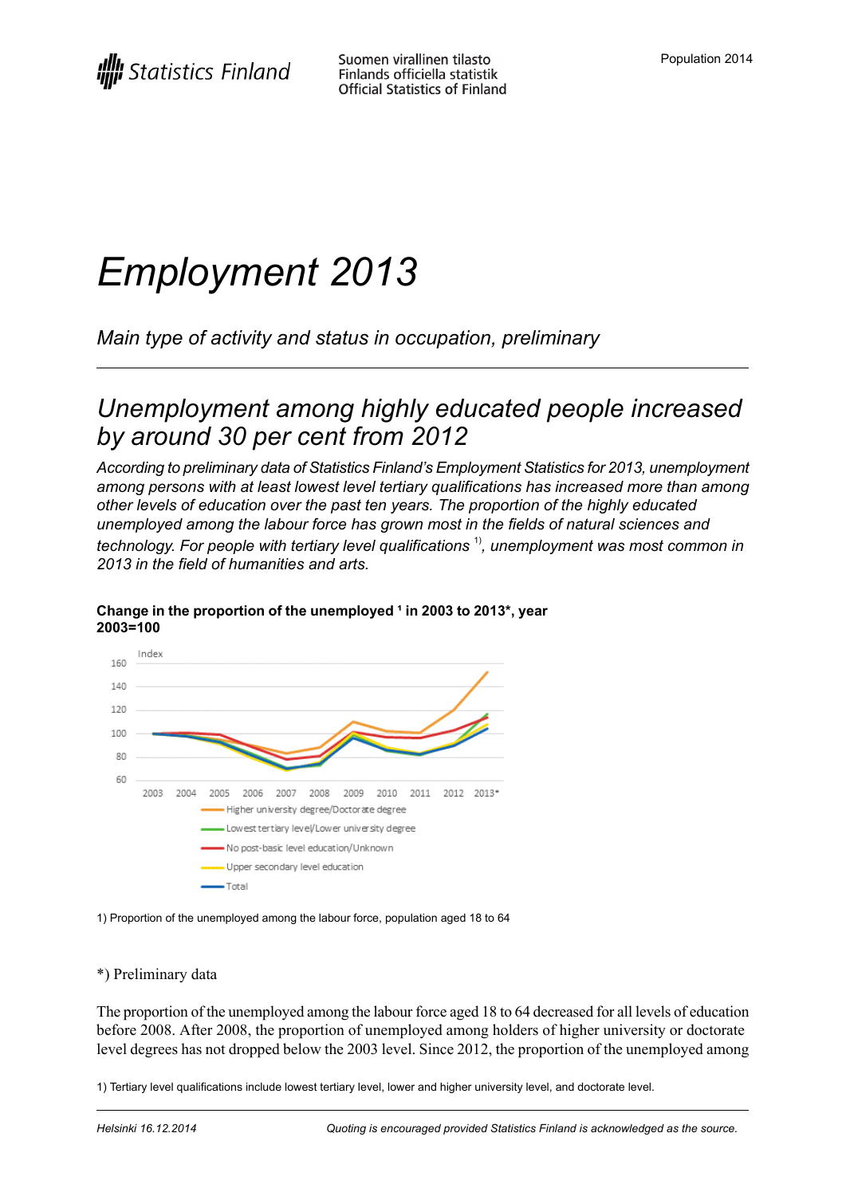# Employment 2013

*Main type of activity and status in occupation, preliminary*

## Unemployment among highly educated people increased by around 30 per cent from 2012

*According to preliminary data of Statistics Finland's Employment Statistics for 2013, unemployment among persons with at least lowest level tertiary qualifications has increased more than among other levels of education over the past ten years. The proportion of the highly educated unemployed among the labour force has grown most in the fields of natural sciences and technology. For people with tertiary level qualifications [1], unemployment was most common in 2013 in the field of humanities and arts.*

**Change in the proportion of the unemployed [1] in 2003 to 2013*, year 2003=100**

Index

Legend: Higher university degree/Doctorate degree; Lowest tertiary level/Lower university degree; No post-basic level education/Unknown; Upper secondary level education; Total

1) Proportion of the unemployed among the labour force, population aged 18 to 64

*) Preliminary data

The proportion of the unemployed among the labour force aged 18 to 64 decreased for all levels of education before 2008. After 2008, the proportion of unemployed among holders of higher university or doctorate level degrees has not dropped below the 2003 level. Since 2012, the proportion of the unemployed among

1) Tertiary level qualifications include lowest tertiary level, lower and higher university level, and doctorate level.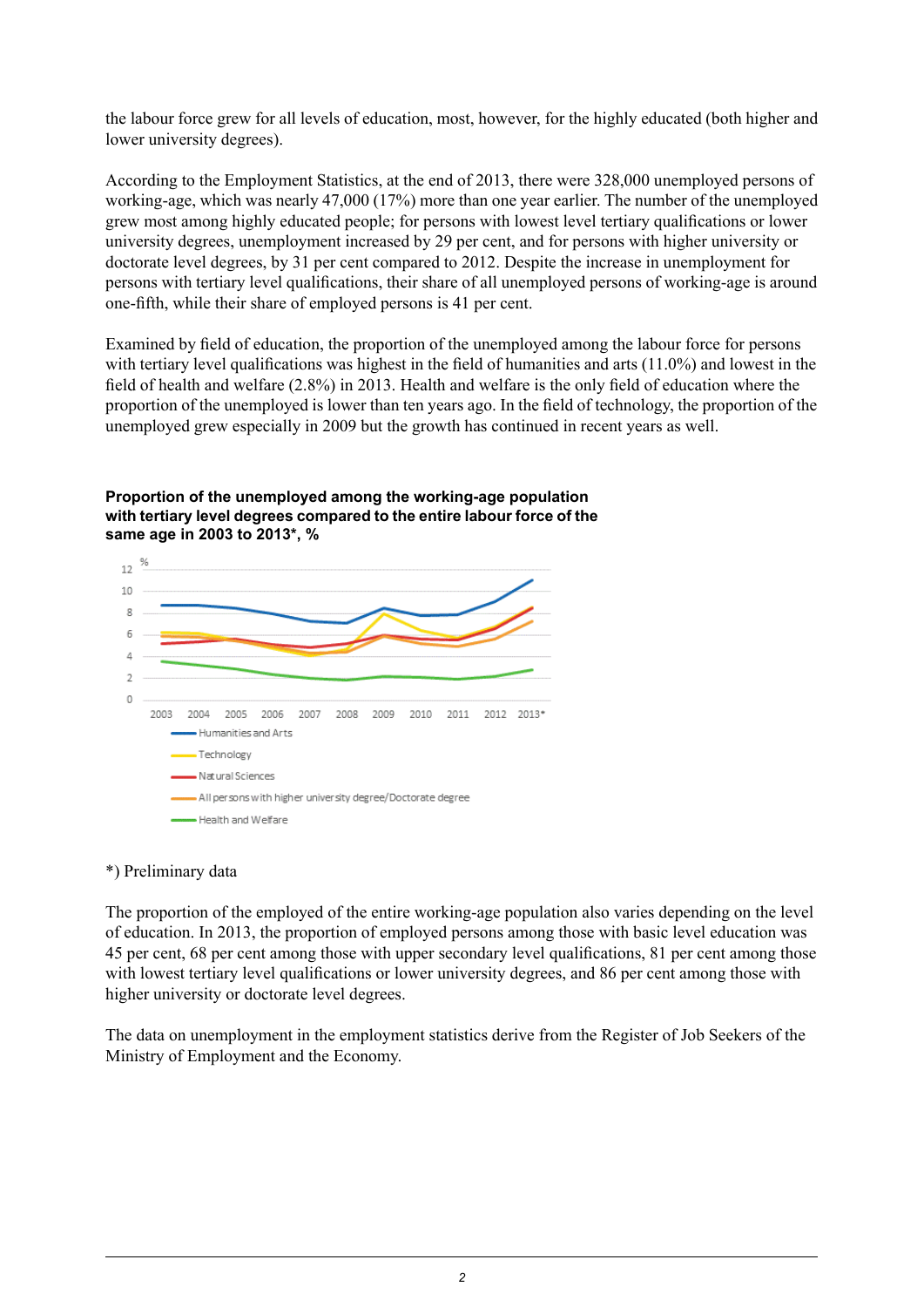the labour force grew for all levels of education, most, however, for the highly educated (both higher and lower university degrees).

According to the Employment Statistics, at the end of 2013, there were 328,000 unemployed persons of working-age, which was nearly 47,000 (17%) more than one year earlier. The number of the unemployed grew most among highly educated people; for persons with lowest level tertiary qualifications or lower university degrees, unemployment increased by 29 per cent, and for persons with higher university or doctorate level degrees, by 31 per cent compared to 2012. Despite the increase in unemployment for persons with tertiary level qualifications, their share of all unemployed persons of working-age is around one-fifth, while their share of employed persons is 41 per cent.

Examined by field of education, the proportion of the unemployed among the labour force for persons with tertiary level qualifications was highest in the field of humanities and arts (11.0%) and lowest in the field of health and welfare (2.8%) in 2013. Health and welfare is the only field of education where the proportion of the unemployed is lower than ten years ago. In the field of technology, the proportion of the unemployed grew especially in 2009 but the growth has continued in recent years as well.

**Proportion of the unemployed among the working-age population with tertiary level degrees compared to the entire labour force of the same age in 2003 to 2013*, %**

*) Preliminary data

The proportion of the employed of the entire working-age population also varies depending on the level of education. In 2013, the proportion of employed persons among those with basic level education was 45 per cent, 68 per cent among those with upper secondary level qualifications, 81 per cent among those with lowest tertiary level qualifications or lower university degrees, and 86 per cent among those with higher university or doctorate level degrees.

The data on unemployment in the employment statistics derive from the Register of Job Seekers of the Ministry of Employment and the Economy.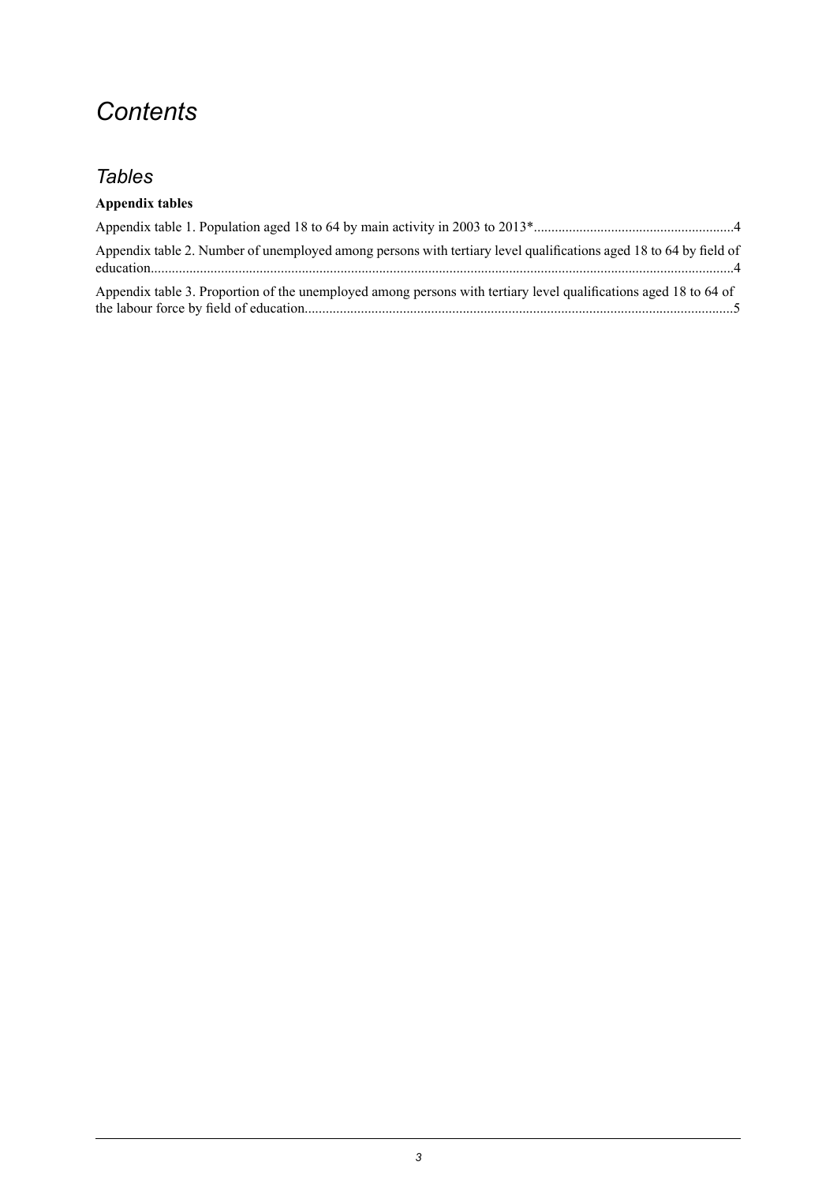# *Contents*

## *Tables*

**Appendix tables**

Appendix table 1. Population aged 18 to 64 by main activity in 2003 to 2013*........................................................4

Appendix table 2. Number of unemployed among persons with tertiary level qualifications aged 18 to 64 by field of education....................................................................................................................................................................4

Appendix table 3. Proportion of the unemployed among persons with tertiary level qualifications aged 18 to 64 of the labour force by field of education.........................................................................................................................5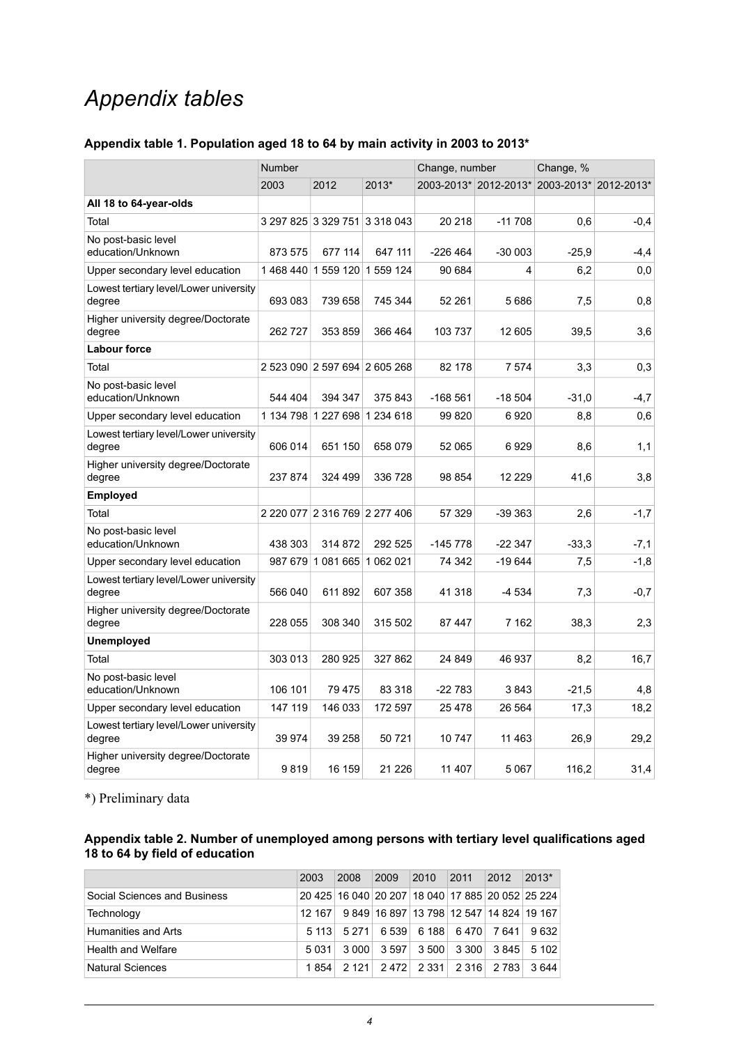# *Appendix tables*

### Appendix table 1. Population aged 18 to 64 by main activity in 2003 to 2013*

| | Number | | | Change, number | | Change, % | |
|---|---|---|---|---|---|---|---|
| | 2003 | 2012 | 2013* | 2003-2013* | 2012-2013* | 2003-2013* | 2012-2013* |
| **All 18 to 64-year-olds** | | | | | | | |
| Total | 3 297 825 | 3 329 751 | 3 318 043 | 20 218 | -11 708 | 0,6 | -0,4 |
| No post-basic level education/Unknown | 873 575 | 677 114 | 647 111 | -226 464 | -30 003 | -25,9 | -4,4 |
| Upper secondary level education | 1 468 440 | 1 559 120 | 1 559 124 | 90 684 | 4 | 6,2 | 0,0 |
| Lowest tertiary level/Lower university degree | 693 083 | 739 658 | 745 344 | 52 261 | 5 686 | 7,5 | 0,8 |
| Higher university degree/Doctorate degree | 262 727 | 353 859 | 366 464 | 103 737 | 12 605 | 39,5 | 3,6 |
| **Labour force** | | | | | | | |
| Total | 2 523 090 | 2 597 694 | 2 605 268 | 82 178 | 7 574 | 3,3 | 0,3 |
| No post-basic level education/Unknown | 544 404 | 394 347 | 375 843 | -168 561 | -18 504 | -31,0 | -4,7 |
| Upper secondary level education | 1 134 798 | 1 227 698 | 1 234 618 | 99 820 | 6 920 | 8,8 | 0,6 |
| Lowest tertiary level/Lower university degree | 606 014 | 651 150 | 658 079 | 52 065 | 6 929 | 8,6 | 1,1 |
| Higher university degree/Doctorate degree | 237 874 | 324 499 | 336 728 | 98 854 | 12 229 | 41,6 | 3,8 |
| **Employed** | | | | | | | |
| Total | 2 220 077 | 2 316 769 | 2 277 406 | 57 329 | -39 363 | 2,6 | -1,7 |
| No post-basic level education/Unknown | 438 303 | 314 872 | 292 525 | -145 778 | -22 347 | -33,3 | -7,1 |
| Upper secondary level education | 987 679 | 1 081 665 | 1 062 021 | 74 342 | -19 644 | 7,5 | -1,8 |
| Lowest tertiary level/Lower university degree | 566 040 | 611 892 | 607 358 | 41 318 | -4 534 | 7,3 | -0,7 |
| Higher university degree/Doctorate degree | 228 055 | 308 340 | 315 502 | 87 447 | 7 162 | 38,3 | 2,3 |
| **Unemployed** | | | | | | | |
| Total | 303 013 | 280 925 | 327 862 | 24 849 | 46 937 | 8,2 | 16,7 |
| No post-basic level education/Unknown | 106 101 | 79 475 | 83 318 | -22 783 | 3 843 | -21,5 | 4,8 |
| Upper secondary level education | 147 119 | 146 033 | 172 597 | 25 478 | 26 564 | 17,3 | 18,2 |
| Lowest tertiary level/Lower university degree | 39 974 | 39 258 | 50 721 | 10 747 | 11 463 | 26,9 | 29,2 |
| Higher university degree/Doctorate degree | 9 819 | 16 159 | 21 226 | 11 407 | 5 067 | 116,2 | 31,4 |

*) Preliminary data

### Appendix table 2. Number of unemployed among persons with tertiary level qualifications aged 18 to 64 by field of education

| | 2003 | 2008 | 2009 | 2010 | 2011 | 2012 | 2013* |
|---|---|---|---|---|---|---|---|
| Social Sciences and Business | 20 425 | 16 040 | 20 207 | 18 040 | 17 885 | 20 052 | 25 224 |
| Technology | 12 167 | 9 849 | 16 897 | 13 798 | 12 547 | 14 824 | 19 167 |
| Humanities and Arts | 5 113 | 5 271 | 6 539 | 6 188 | 6 470 | 7 641 | 9 632 |
| Health and Welfare | 5 031 | 3 000 | 3 597 | 3 500 | 3 300 | 3 845 | 5 102 |
| Natural Sciences | 1 854 | 2 121 | 2 472 | 2 331 | 2 316 | 2 783 | 3 644 |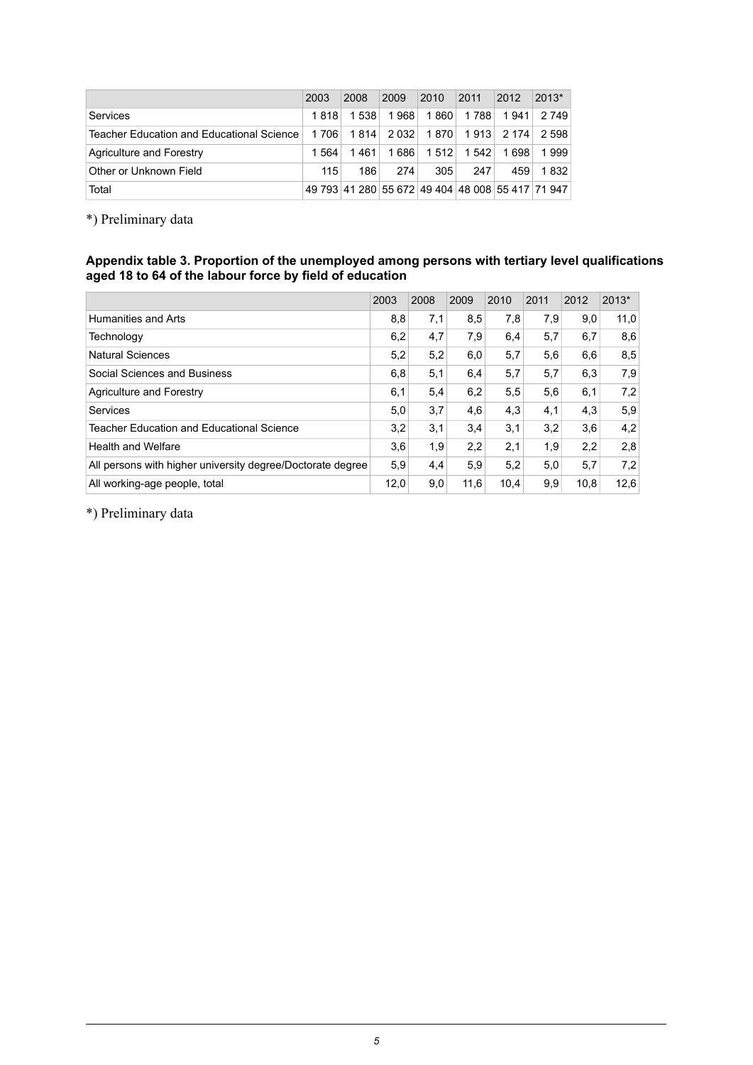| | 2003 | 2008 | 2009 | 2010 | 2011 | 2012 | 2013* |
|---|---|---|---|---|---|---|---|
| Services | 1 818 | 1 538 | 1 968 | 1 860 | 1 788 | 1 941 | 2 749 |
| Teacher Education and Educational Science | 1 706 | 1 814 | 2 032 | 1 870 | 1 913 | 2 174 | 2 598 |
| Agriculture and Forestry | 1 564 | 1 461 | 1 686 | 1 512 | 1 542 | 1 698 | 1 999 |
| Other or Unknown Field | 115 | 186 | 274 | 305 | 247 | 459 | 1 832 |
| Total | 49 793 | 41 280 | 55 672 | 49 404 | 48 008 | 55 417 | 71 947 |

*) Preliminary data

**Appendix table 3. Proportion of the unemployed among persons with tertiary level qualifications aged 18 to 64 of the labour force by field of education**

| | 2003 | 2008 | 2009 | 2010 | 2011 | 2012 | 2013* |
|---|---|---|---|---|---|---|---|
| Humanities and Arts | 8,8 | 7,1 | 8,5 | 7,8 | 7,9 | 9,0 | 11,0 |
| Technology | 6,2 | 4,7 | 7,9 | 6,4 | 5,7 | 6,7 | 8,6 |
| Natural Sciences | 5,2 | 5,2 | 6,0 | 5,7 | 5,6 | 6,6 | 8,5 |
| Social Sciences and Business | 6,8 | 5,1 | 6,4 | 5,7 | 5,7 | 6,3 | 7,9 |
| Agriculture and Forestry | 6,1 | 5,4 | 6,2 | 5,5 | 5,6 | 6,1 | 7,2 |
| Services | 5,0 | 3,7 | 4,6 | 4,3 | 4,1 | 4,3 | 5,9 |
| Teacher Education and Educational Science | 3,2 | 3,1 | 3,4 | 3,1 | 3,2 | 3,6 | 4,2 |
| Health and Welfare | 3,6 | 1,9 | 2,2 | 2,1 | 1,9 | 2,2 | 2,8 |
| All persons with higher university degree/Doctorate degree | 5,9 | 4,4 | 5,9 | 5,2 | 5,0 | 5,7 | 7,2 |
| All working-age people, total | 12,0 | 9,0 | 11,6 | 10,4 | 9,9 | 10,8 | 12,6 |

*) Preliminary data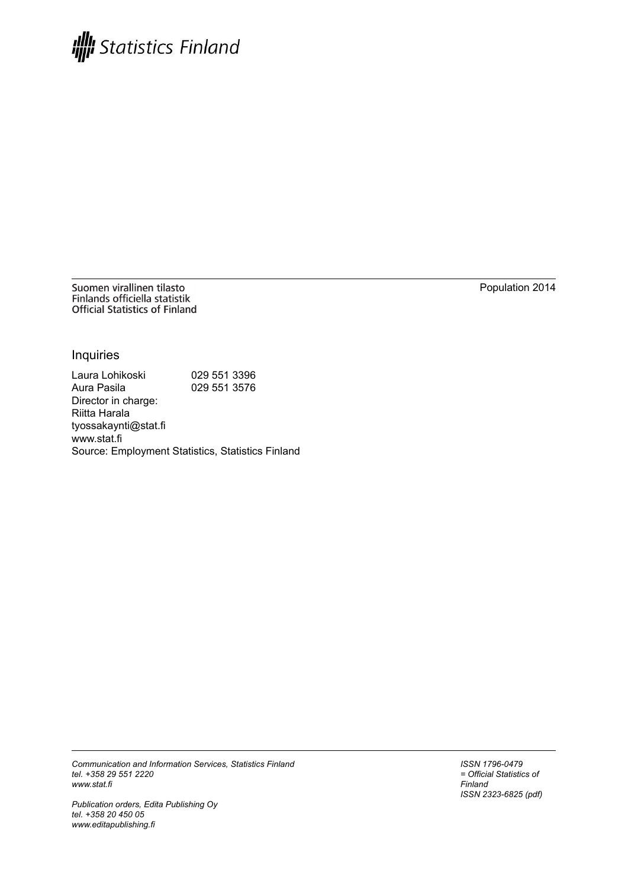Statistics Finland

Suomen virallinen tilasto
Finlands officiella statistik
**Official Statistics of Finland**

Population 2014

## Inquiries

| | |
|---|---|
| Laura Lohikoski | 029 551 3396 |
| Aura Pasila | 029 551 3576 |

Director in charge:
Riitta Harala
tyossakaynti@stat.fi
www.stat.fi
Source: Employment Statistics, Statistics Finland

*Communication and Information Services, Statistics Finland*
*tel. +358 29 551 2220*
*www.stat.fi*

*Publication orders, Edita Publishing Oy*
*tel. +358 20 450 05*
*www.editapublishing.fi*

*ISSN 1796-0479*
*= Official Statistics of Finland*
*ISSN 2323-6825 (pdf)*